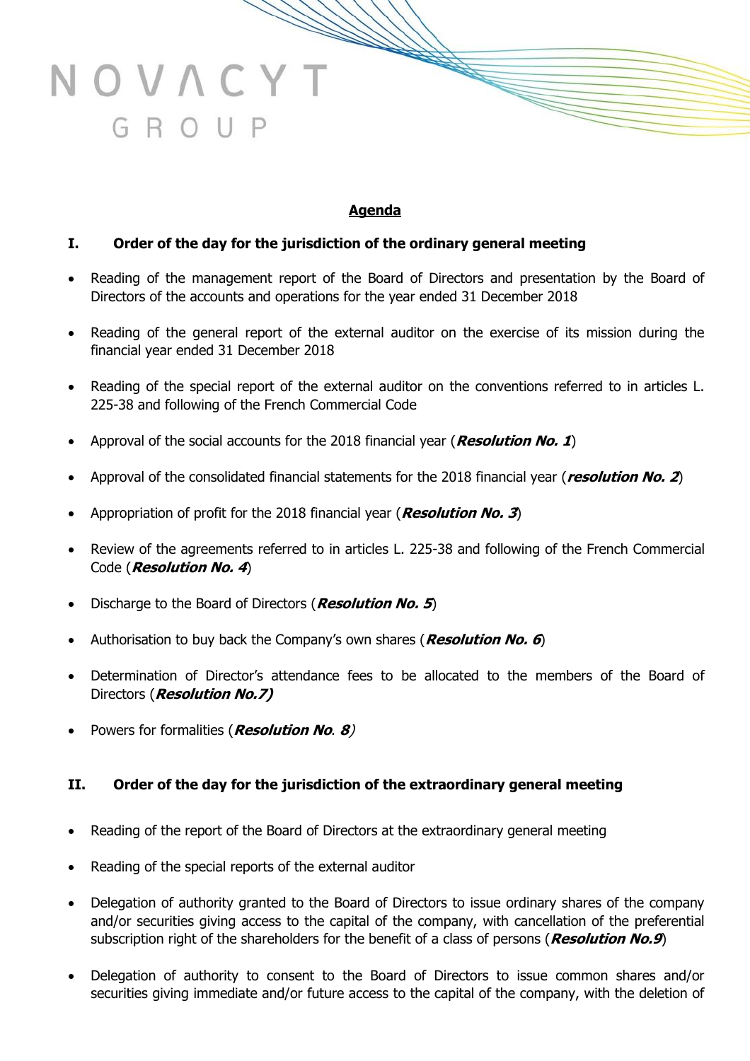NOVACYT GROUP

## Agenda

### I. Order of the day for the jurisdiction of the ordinary general meeting

- Reading of the management report of the Board of Directors and presentation by the Board of Directors of the accounts and operations for the year ended 31 December 2018
- Reading of the general report of the external auditor on the exercise of its mission during the financial year ended 31 December 2018
- Reading of the special report of the external auditor on the conventions referred to in articles L. 225-38 and following of the French Commercial Code
- Approval of the social accounts for the 2018 financial year (***Resolution No. 1***)
- Approval of the consolidated financial statements for the 2018 financial year (***resolution No. 2***)
- Appropriation of profit for the 2018 financial year (***Resolution No. 3***)
- Review of the agreements referred to in articles L. 225-38 and following of the French Commercial Code (***Resolution No. 4***)
- Discharge to the Board of Directors (***Resolution No. 5***)
- Authorisation to buy back the Company's own shares (***Resolution No. 6***)
- Determination of Director's attendance fees to be allocated to the members of the Board of Directors (***Resolution No.7)***
- Powers for formalities (***Resolution No. 8)***

### II. Order of the day for the jurisdiction of the extraordinary general meeting

- Reading of the report of the Board of Directors at the extraordinary general meeting
- Reading of the special reports of the external auditor
- Delegation of authority granted to the Board of Directors to issue ordinary shares of the company and/or securities giving access to the capital of the company, with cancellation of the preferential subscription right of the shareholders for the benefit of a class of persons (***Resolution No.9***)
- Delegation of authority to consent to the Board of Directors to issue common shares and/or securities giving immediate and/or future access to the capital of the company, with the deletion of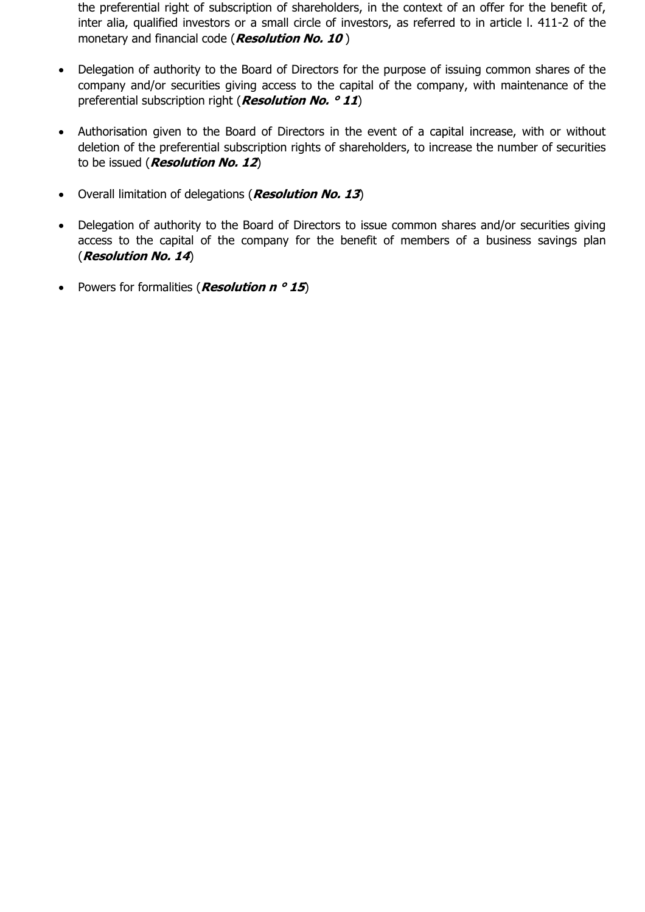the preferential right of subscription of shareholders, in the context of an offer for the benefit of, inter alia, qualified investors or a small circle of investors, as referred to in article l. 411-2 of the monetary and financial code (***Resolution No. 10*** )

- Delegation of authority to the Board of Directors for the purpose of issuing common shares of the company and/or securities giving access to the capital of the company, with maintenance of the preferential subscription right (***Resolution No. ° 11***)
- Authorisation given to the Board of Directors in the event of a capital increase, with or without deletion of the preferential subscription rights of shareholders, to increase the number of securities to be issued (***Resolution No. 12***)
- Overall limitation of delegations (***Resolution No. 13***)
- Delegation of authority to the Board of Directors to issue common shares and/or securities giving access to the capital of the company for the benefit of members of a business savings plan (***Resolution No. 14***)
- Powers for formalities (***Resolution n ° 15***)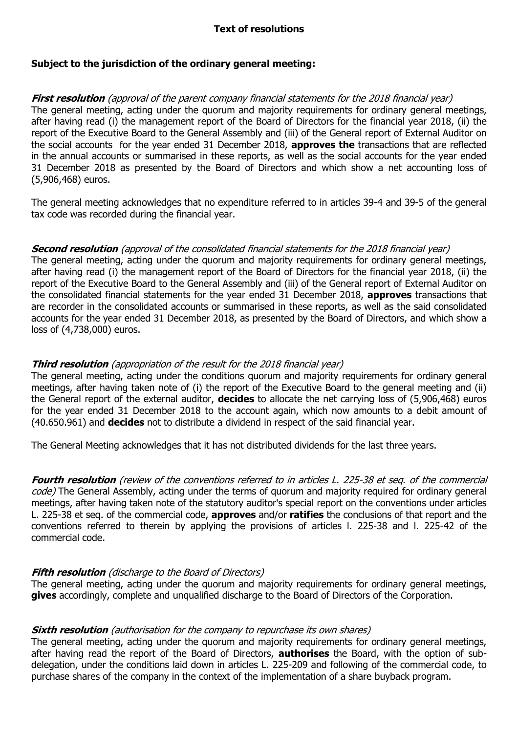## Text of resolutions

### Subject to the jurisdiction of the ordinary general meeting:

***First resolution*** *(approval of the parent company financial statements for the 2018 financial year)*
The general meeting, acting under the quorum and majority requirements for ordinary general meetings, after having read (i) the management report of the Board of Directors for the financial year 2018, (ii) the report of the Executive Board to the General Assembly and (iii) of the General report of External Auditor on the social accounts for the year ended 31 December 2018, **approves the** transactions that are reflected in the annual accounts or summarised in these reports, as well as the social accounts for the year ended 31 December 2018 as presented by the Board of Directors and which show a net accounting loss of (5,906,468) euros.

The general meeting acknowledges that no expenditure referred to in articles 39-4 and 39-5 of the general tax code was recorded during the financial year.

***Second resolution*** *(approval of the consolidated financial statements for the 2018 financial year)*
The general meeting, acting under the quorum and majority requirements for ordinary general meetings, after having read (i) the management report of the Board of Directors for the financial year 2018, (ii) the report of the Executive Board to the General Assembly and (iii) of the General report of External Auditor on the consolidated financial statements for the year ended 31 December 2018, **approves** transactions that are recorder in the consolidated accounts or summarised in these reports, as well as the said consolidated accounts for the year ended 31 December 2018, as presented by the Board of Directors, and which show a loss of (4,738,000) euros.

***Third resolution*** *(appropriation of the result for the 2018 financial year)*
The general meeting, acting under the conditions quorum and majority requirements for ordinary general meetings, after having taken note of (i) the report of the Executive Board to the general meeting and (ii) the General report of the external auditor, **decides** to allocate the net carrying loss of (5,906,468) euros for the year ended 31 December 2018 to the account again, which now amounts to a debit amount of (40.650.961) and **decides** not to distribute a dividend in respect of the said financial year.

The General Meeting acknowledges that it has not distributed dividends for the last three years.

***Fourth resolution*** *(review of the conventions referred to in articles L. 225-38 et seq. of the commercial code)* The General Assembly, acting under the terms of quorum and majority required for ordinary general meetings, after having taken note of the statutory auditor's special report on the conventions under articles L. 225-38 et seq. of the commercial code, **approves** and/or **ratifies** the conclusions of that report and the conventions referred to therein by applying the provisions of articles l. 225-38 and l. 225-42 of the commercial code.

***Fifth resolution*** *(discharge to the Board of Directors)*
The general meeting, acting under the quorum and majority requirements for ordinary general meetings, **gives** accordingly, complete and unqualified discharge to the Board of Directors of the Corporation.

***Sixth resolution*** *(authorisation for the company to repurchase its own shares)*
The general meeting, acting under the quorum and majority requirements for ordinary general meetings, after having read the report of the Board of Directors, **authorises** the Board, with the option of sub-delegation, under the conditions laid down in articles L. 225-209 and following of the commercial code, to purchase shares of the company in the context of the implementation of a share buyback program.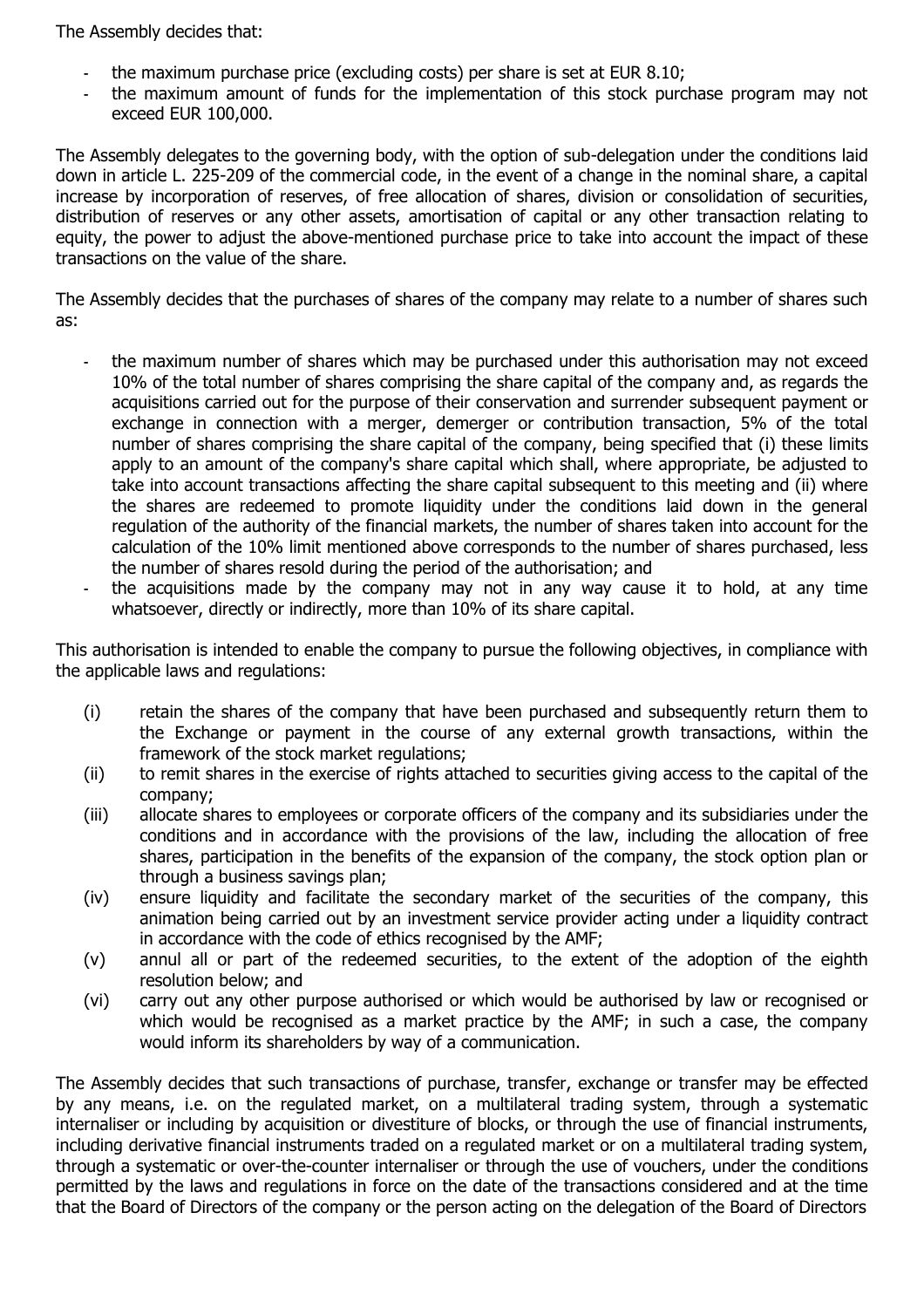The Assembly decides that:

- the maximum purchase price (excluding costs) per share is set at EUR 8.10;
- the maximum amount of funds for the implementation of this stock purchase program may not exceed EUR 100,000.

The Assembly delegates to the governing body, with the option of sub-delegation under the conditions laid down in article L. 225-209 of the commercial code, in the event of a change in the nominal share, a capital increase by incorporation of reserves, of free allocation of shares, division or consolidation of securities, distribution of reserves or any other assets, amortisation of capital or any other transaction relating to equity, the power to adjust the above-mentioned purchase price to take into account the impact of these transactions on the value of the share.

The Assembly decides that the purchases of shares of the company may relate to a number of shares such as:

- the maximum number of shares which may be purchased under this authorisation may not exceed 10% of the total number of shares comprising the share capital of the company and, as regards the acquisitions carried out for the purpose of their conservation and surrender subsequent payment or exchange in connection with a merger, demerger or contribution transaction, 5% of the total number of shares comprising the share capital of the company, being specified that (i) these limits apply to an amount of the company's share capital which shall, where appropriate, be adjusted to take into account transactions affecting the share capital subsequent to this meeting and (ii) where the shares are redeemed to promote liquidity under the conditions laid down in the general regulation of the authority of the financial markets, the number of shares taken into account for the calculation of the 10% limit mentioned above corresponds to the number of shares purchased, less the number of shares resold during the period of the authorisation; and
- the acquisitions made by the company may not in any way cause it to hold, at any time whatsoever, directly or indirectly, more than 10% of its share capital.

This authorisation is intended to enable the company to pursue the following objectives, in compliance with the applicable laws and regulations:

(i) retain the shares of the company that have been purchased and subsequently return them to the Exchange or payment in the course of any external growth transactions, within the framework of the stock market regulations;

(ii) to remit shares in the exercise of rights attached to securities giving access to the capital of the company;

(iii) allocate shares to employees or corporate officers of the company and its subsidiaries under the conditions and in accordance with the provisions of the law, including the allocation of free shares, participation in the benefits of the expansion of the company, the stock option plan or through a business savings plan;

(iv) ensure liquidity and facilitate the secondary market of the securities of the company, this animation being carried out by an investment service provider acting under a liquidity contract in accordance with the code of ethics recognised by the AMF;

(v) annul all or part of the redeemed securities, to the extent of the adoption of the eighth resolution below; and

(vi) carry out any other purpose authorised or which would be authorised by law or recognised or which would be recognised as a market practice by the AMF; in such a case, the company would inform its shareholders by way of a communication.

The Assembly decides that such transactions of purchase, transfer, exchange or transfer may be effected by any means, i.e. on the regulated market, on a multilateral trading system, through a systematic internaliser or including by acquisition or divestiture of blocks, or through the use of financial instruments, including derivative financial instruments traded on a regulated market or on a multilateral trading system, through a systematic or over-the-counter internaliser or through the use of vouchers, under the conditions permitted by the laws and regulations in force on the date of the transactions considered and at the time that the Board of Directors of the company or the person acting on the delegation of the Board of Directors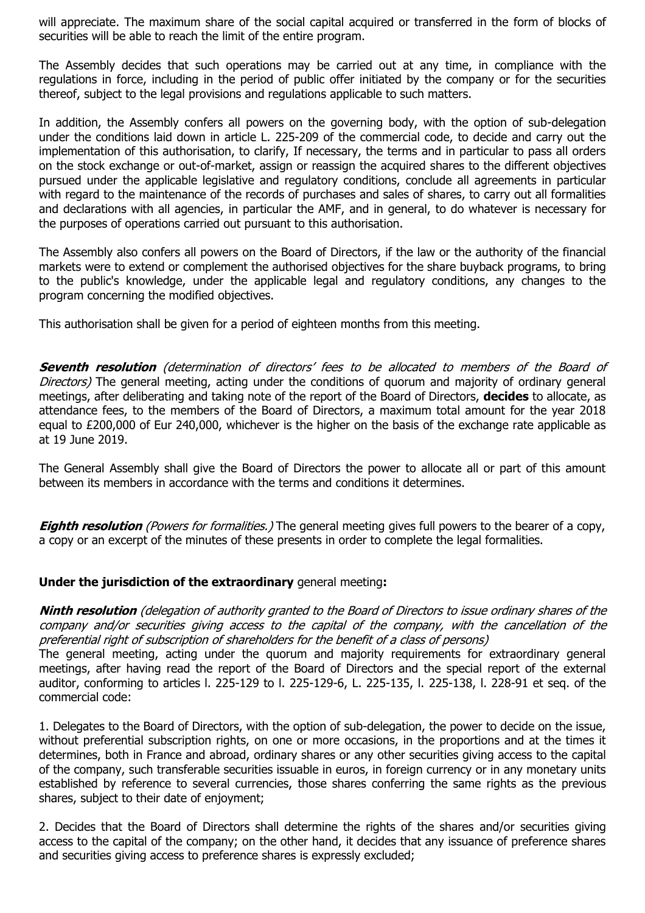will appreciate. The maximum share of the social capital acquired or transferred in the form of blocks of securities will be able to reach the limit of the entire program.

The Assembly decides that such operations may be carried out at any time, in compliance with the regulations in force, including in the period of public offer initiated by the company or for the securities thereof, subject to the legal provisions and regulations applicable to such matters.

In addition, the Assembly confers all powers on the governing body, with the option of sub-delegation under the conditions laid down in article L. 225-209 of the commercial code, to decide and carry out the implementation of this authorisation, to clarify, If necessary, the terms and in particular to pass all orders on the stock exchange or out-of-market, assign or reassign the acquired shares to the different objectives pursued under the applicable legislative and regulatory conditions, conclude all agreements in particular with regard to the maintenance of the records of purchases and sales of shares, to carry out all formalities and declarations with all agencies, in particular the AMF, and in general, to do whatever is necessary for the purposes of operations carried out pursuant to this authorisation.

The Assembly also confers all powers on the Board of Directors, if the law or the authority of the financial markets were to extend or complement the authorised objectives for the share buyback programs, to bring to the public's knowledge, under the applicable legal and regulatory conditions, any changes to the program concerning the modified objectives.

This authorisation shall be given for a period of eighteen months from this meeting.

***Seventh resolution*** *(determination of directors' fees to be allocated to members of the Board of Directors)* The general meeting, acting under the conditions of quorum and majority of ordinary general meetings, after deliberating and taking note of the report of the Board of Directors, **decides** to allocate, as attendance fees, to the members of the Board of Directors, a maximum total amount for the year 2018 equal to £200,000 of Eur 240,000, whichever is the higher on the basis of the exchange rate applicable as at 19 June 2019.

The General Assembly shall give the Board of Directors the power to allocate all or part of this amount between its members in accordance with the terms and conditions it determines.

***Eighth resolution*** *(Powers for formalities.)* The general meeting gives full powers to the bearer of a copy, a copy or an excerpt of the minutes of these presents in order to complete the legal formalities.

**Under the jurisdiction of the extraordinary** general meeting**:**

***Ninth resolution*** *(delegation of authority granted to the Board of Directors to issue ordinary shares of the company and/or securities giving access to the capital of the company, with the cancellation of the preferential right of subscription of shareholders for the benefit of a class of persons)*
The general meeting, acting under the quorum and majority requirements for extraordinary general meetings, after having read the report of the Board of Directors and the special report of the external auditor, conforming to articles l. 225-129 to l. 225-129-6, L. 225-135, l. 225-138, l. 228-91 et seq. of the commercial code:

1. Delegates to the Board of Directors, with the option of sub-delegation, the power to decide on the issue, without preferential subscription rights, on one or more occasions, in the proportions and at the times it determines, both in France and abroad, ordinary shares or any other securities giving access to the capital of the company, such transferable securities issuable in euros, in foreign currency or in any monetary units established by reference to several currencies, those shares conferring the same rights as the previous shares, subject to their date of enjoyment;

2. Decides that the Board of Directors shall determine the rights of the shares and/or securities giving access to the capital of the company; on the other hand, it decides that any issuance of preference shares and securities giving access to preference shares is expressly excluded;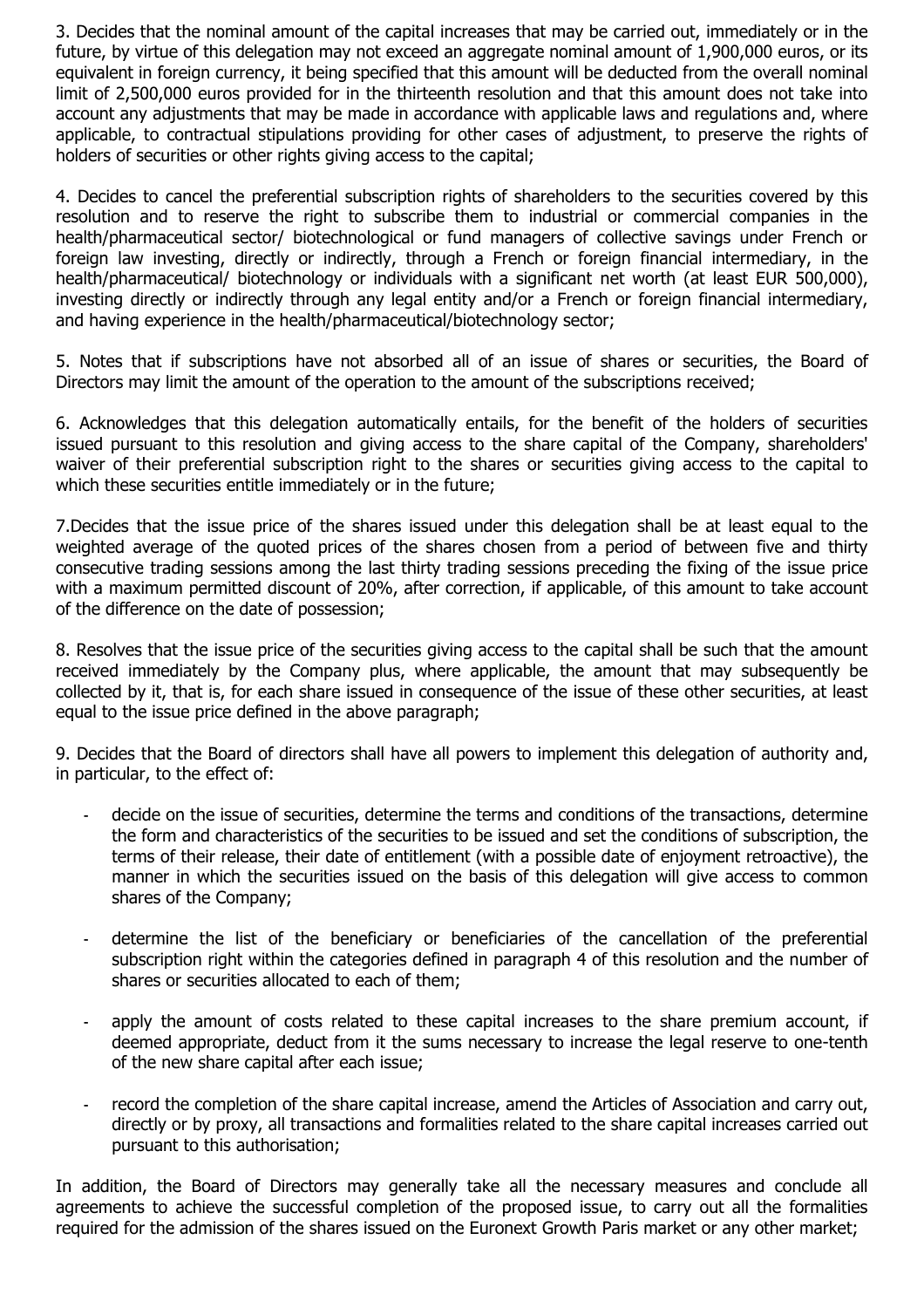3. Decides that the nominal amount of the capital increases that may be carried out, immediately or in the future, by virtue of this delegation may not exceed an aggregate nominal amount of 1,900,000 euros, or its equivalent in foreign currency, it being specified that this amount will be deducted from the overall nominal limit of 2,500,000 euros provided for in the thirteenth resolution and that this amount does not take into account any adjustments that may be made in accordance with applicable laws and regulations and, where applicable, to contractual stipulations providing for other cases of adjustment, to preserve the rights of holders of securities or other rights giving access to the capital;

4. Decides to cancel the preferential subscription rights of shareholders to the securities covered by this resolution and to reserve the right to subscribe them to industrial or commercial companies in the health/pharmaceutical sector/ biotechnological or fund managers of collective savings under French or foreign law investing, directly or indirectly, through a French or foreign financial intermediary, in the health/pharmaceutical/ biotechnology or individuals with a significant net worth (at least EUR 500,000), investing directly or indirectly through any legal entity and/or a French or foreign financial intermediary, and having experience in the health/pharmaceutical/biotechnology sector;

5. Notes that if subscriptions have not absorbed all of an issue of shares or securities, the Board of Directors may limit the amount of the operation to the amount of the subscriptions received;

6. Acknowledges that this delegation automatically entails, for the benefit of the holders of securities issued pursuant to this resolution and giving access to the share capital of the Company, shareholders' waiver of their preferential subscription right to the shares or securities giving access to the capital to which these securities entitle immediately or in the future;

7.Decides that the issue price of the shares issued under this delegation shall be at least equal to the weighted average of the quoted prices of the shares chosen from a period of between five and thirty consecutive trading sessions among the last thirty trading sessions preceding the fixing of the issue price with a maximum permitted discount of 20%, after correction, if applicable, of this amount to take account of the difference on the date of possession;

8. Resolves that the issue price of the securities giving access to the capital shall be such that the amount received immediately by the Company plus, where applicable, the amount that may subsequently be collected by it, that is, for each share issued in consequence of the issue of these other securities, at least equal to the issue price defined in the above paragraph;

9. Decides that the Board of directors shall have all powers to implement this delegation of authority and, in particular, to the effect of:

- decide on the issue of securities, determine the terms and conditions of the transactions, determine the form and characteristics of the securities to be issued and set the conditions of subscription, the terms of their release, their date of entitlement (with a possible date of enjoyment retroactive), the manner in which the securities issued on the basis of this delegation will give access to common shares of the Company;
- determine the list of the beneficiary or beneficiaries of the cancellation of the preferential subscription right within the categories defined in paragraph 4 of this resolution and the number of shares or securities allocated to each of them;
- apply the amount of costs related to these capital increases to the share premium account, if deemed appropriate, deduct from it the sums necessary to increase the legal reserve to one-tenth of the new share capital after each issue;
- record the completion of the share capital increase, amend the Articles of Association and carry out, directly or by proxy, all transactions and formalities related to the share capital increases carried out pursuant to this authorisation;

In addition, the Board of Directors may generally take all the necessary measures and conclude all agreements to achieve the successful completion of the proposed issue, to carry out all the formalities required for the admission of the shares issued on the Euronext Growth Paris market or any other market;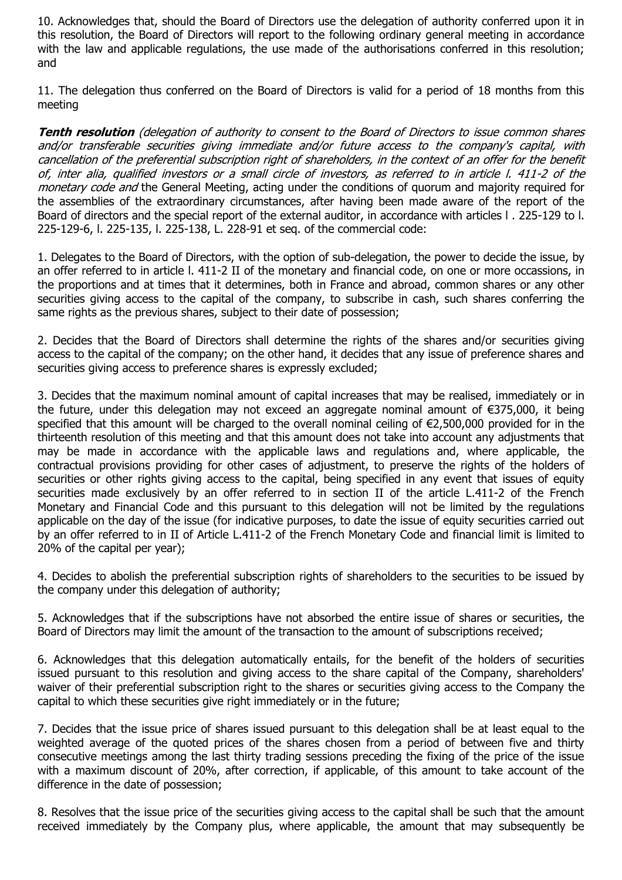10. Acknowledges that, should the Board of Directors use the delegation of authority conferred upon it in this resolution, the Board of Directors will report to the following ordinary general meeting in accordance with the law and applicable regulations, the use made of the authorisations conferred in this resolution; and

11. The delegation thus conferred on the Board of Directors is valid for a period of 18 months from this meeting

***Tenth resolution*** *(delegation of authority to consent to the Board of Directors to issue common shares and/or transferable securities giving immediate and/or future access to the company's capital, with cancellation of the preferential subscription right of shareholders, in the context of an offer for the benefit of, inter alia, qualified investors or a small circle of investors, as referred to in article l. 411-2 of the monetary code and* the General Meeting, acting under the conditions of quorum and majority required for the assemblies of the extraordinary circumstances, after having been made aware of the report of the Board of directors and the special report of the external auditor, in accordance with articles l . 225-129 to l. 225-129-6, l. 225-135, l. 225-138, L. 228-91 et seq. of the commercial code:

1. Delegates to the Board of Directors, with the option of sub-delegation, the power to decide the issue, by an offer referred to in article l. 411-2 II of the monetary and financial code, on one or more occassions, in the proportions and at times that it determines, both in France and abroad, common shares or any other securities giving access to the capital of the company, to subscribe in cash, such shares conferring the same rights as the previous shares, subject to their date of possession;

2. Decides that the Board of Directors shall determine the rights of the shares and/or securities giving access to the capital of the company; on the other hand, it decides that any issue of preference shares and securities giving access to preference shares is expressly excluded;

3. Decides that the maximum nominal amount of capital increases that may be realised, immediately or in the future, under this delegation may not exceed an aggregate nominal amount of €375,000, it being specified that this amount will be charged to the overall nominal ceiling of €2,500,000 provided for in the thirteenth resolution of this meeting and that this amount does not take into account any adjustments that may be made in accordance with the applicable laws and regulations and, where applicable, the contractual provisions providing for other cases of adjustment, to preserve the rights of the holders of securities or other rights giving access to the capital, being specified in any event that issues of equity securities made exclusively by an offer referred to in section II of the article L.411-2 of the French Monetary and Financial Code and this pursuant to this delegation will not be limited by the regulations applicable on the day of the issue (for indicative purposes, to date the issue of equity securities carried out by an offer referred to in II of Article L.411-2 of the French Monetary Code and financial limit is limited to 20% of the capital per year);

4. Decides to abolish the preferential subscription rights of shareholders to the securities to be issued by the company under this delegation of authority;

5. Acknowledges that if the subscriptions have not absorbed the entire issue of shares or securities, the Board of Directors may limit the amount of the transaction to the amount of subscriptions received;

6. Acknowledges that this delegation automatically entails, for the benefit of the holders of securities issued pursuant to this resolution and giving access to the share capital of the Company, shareholders' waiver of their preferential subscription right to the shares or securities giving access to the Company the capital to which these securities give right immediately or in the future;

7. Decides that the issue price of shares issued pursuant to this delegation shall be at least equal to the weighted average of the quoted prices of the shares chosen from a period of between five and thirty consecutive meetings among the last thirty trading sessions preceding the fixing of the price of the issue with a maximum discount of 20%, after correction, if applicable, of this amount to take account of the difference in the date of possession;

8. Resolves that the issue price of the securities giving access to the capital shall be such that the amount received immediately by the Company plus, where applicable, the amount that may subsequently be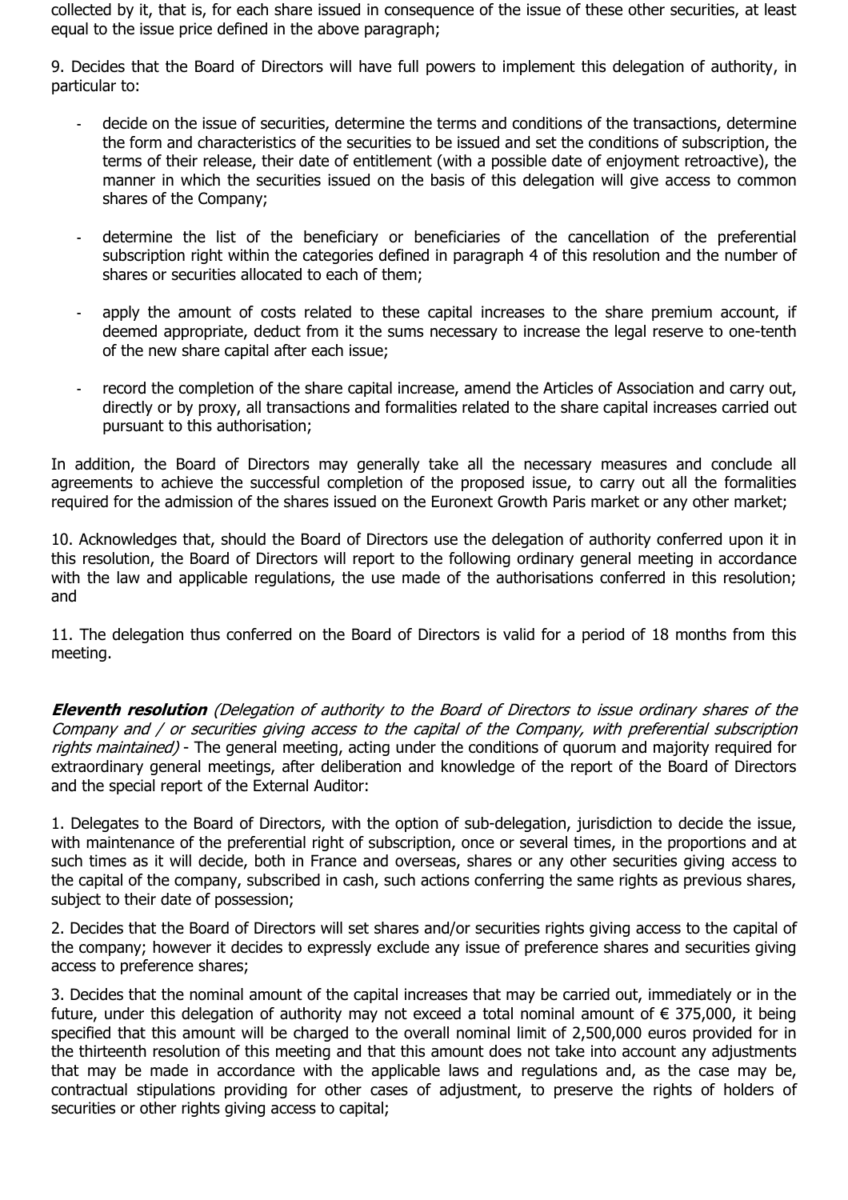collected by it, that is, for each share issued in consequence of the issue of these other securities, at least equal to the issue price defined in the above paragraph;

9. Decides that the Board of Directors will have full powers to implement this delegation of authority, in particular to:

- decide on the issue of securities, determine the terms and conditions of the transactions, determine the form and characteristics of the securities to be issued and set the conditions of subscription, the terms of their release, their date of entitlement (with a possible date of enjoyment retroactive), the manner in which the securities issued on the basis of this delegation will give access to common shares of the Company;

- determine the list of the beneficiary or beneficiaries of the cancellation of the preferential subscription right within the categories defined in paragraph 4 of this resolution and the number of shares or securities allocated to each of them;

- apply the amount of costs related to these capital increases to the share premium account, if deemed appropriate, deduct from it the sums necessary to increase the legal reserve to one-tenth of the new share capital after each issue;

- record the completion of the share capital increase, amend the Articles of Association and carry out, directly or by proxy, all transactions and formalities related to the share capital increases carried out pursuant to this authorisation;

In addition, the Board of Directors may generally take all the necessary measures and conclude all agreements to achieve the successful completion of the proposed issue, to carry out all the formalities required for the admission of the shares issued on the Euronext Growth Paris market or any other market;

10. Acknowledges that, should the Board of Directors use the delegation of authority conferred upon it in this resolution, the Board of Directors will report to the following ordinary general meeting in accordance with the law and applicable regulations, the use made of the authorisations conferred in this resolution; and

11. The delegation thus conferred on the Board of Directors is valid for a period of 18 months from this meeting.

***Eleventh resolution*** *(Delegation of authority to the Board of Directors to issue ordinary shares of the Company and / or securities giving access to the capital of the Company, with preferential subscription rights maintained)* - The general meeting, acting under the conditions of quorum and majority required for extraordinary general meetings, after deliberation and knowledge of the report of the Board of Directors and the special report of the External Auditor:

1. Delegates to the Board of Directors, with the option of sub-delegation, jurisdiction to decide the issue, with maintenance of the preferential right of subscription, once or several times, in the proportions and at such times as it will decide, both in France and overseas, shares or any other securities giving access to the capital of the company, subscribed in cash, such actions conferring the same rights as previous shares, subject to their date of possession;

2. Decides that the Board of Directors will set shares and/or securities rights giving access to the capital of the company; however it decides to expressly exclude any issue of preference shares and securities giving access to preference shares;

3. Decides that the nominal amount of the capital increases that may be carried out, immediately or in the future, under this delegation of authority may not exceed a total nominal amount of € 375,000, it being specified that this amount will be charged to the overall nominal limit of 2,500,000 euros provided for in the thirteenth resolution of this meeting and that this amount does not take into account any adjustments that may be made in accordance with the applicable laws and regulations and, as the case may be, contractual stipulations providing for other cases of adjustment, to preserve the rights of holders of securities or other rights giving access to capital;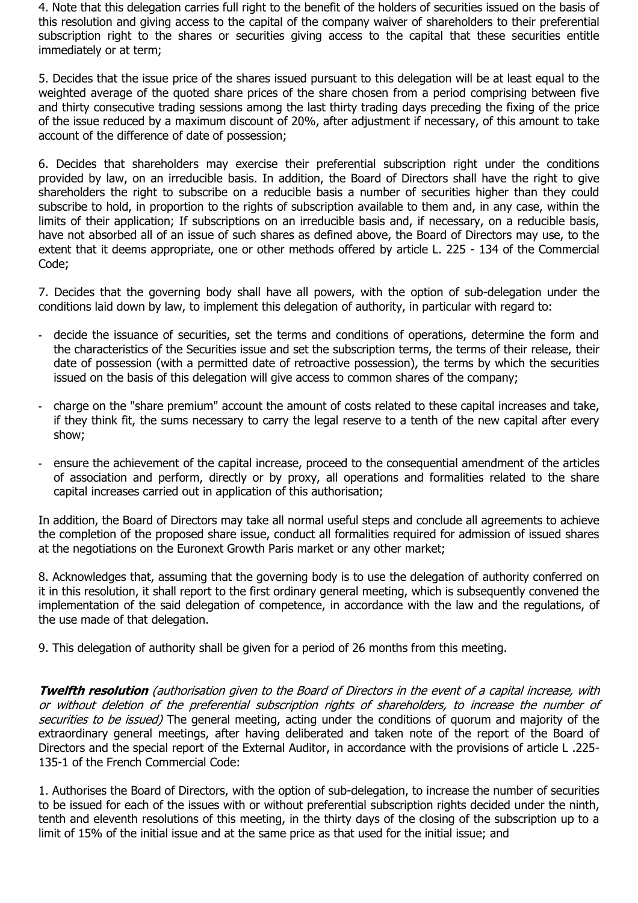4. Note that this delegation carries full right to the benefit of the holders of securities issued on the basis of this resolution and giving access to the capital of the company waiver of shareholders to their preferential subscription right to the shares or securities giving access to the capital that these securities entitle immediately or at term;

5. Decides that the issue price of the shares issued pursuant to this delegation will be at least equal to the weighted average of the quoted share prices of the share chosen from a period comprising between five and thirty consecutive trading sessions among the last thirty trading days preceding the fixing of the price of the issue reduced by a maximum discount of 20%, after adjustment if necessary, of this amount to take account of the difference of date of possession;

6. Decides that shareholders may exercise their preferential subscription right under the conditions provided by law, on an irreducible basis. In addition, the Board of Directors shall have the right to give shareholders the right to subscribe on a reducible basis a number of securities higher than they could subscribe to hold, in proportion to the rights of subscription available to them and, in any case, within the limits of their application; If subscriptions on an irreducible basis and, if necessary, on a reducible basis, have not absorbed all of an issue of such shares as defined above, the Board of Directors may use, to the extent that it deems appropriate, one or other methods offered by article L. 225 - 134 of the Commercial Code;

7. Decides that the governing body shall have all powers, with the option of sub-delegation under the conditions laid down by law, to implement this delegation of authority, in particular with regard to:

- decide the issuance of securities, set the terms and conditions of operations, determine the form and the characteristics of the Securities issue and set the subscription terms, the terms of their release, their date of possession (with a permitted date of retroactive possession), the terms by which the securities issued on the basis of this delegation will give access to common shares of the company;
- charge on the "share premium" account the amount of costs related to these capital increases and take, if they think fit, the sums necessary to carry the legal reserve to a tenth of the new capital after every show;
- ensure the achievement of the capital increase, proceed to the consequential amendment of the articles of association and perform, directly or by proxy, all operations and formalities related to the share capital increases carried out in application of this authorisation;

In addition, the Board of Directors may take all normal useful steps and conclude all agreements to achieve the completion of the proposed share issue, conduct all formalities required for admission of issued shares at the negotiations on the Euronext Growth Paris market or any other market;

8. Acknowledges that, assuming that the governing body is to use the delegation of authority conferred on it in this resolution, it shall report to the first ordinary general meeting, which is subsequently convened the implementation of the said delegation of competence, in accordance with the law and the regulations, of the use made of that delegation.

9. This delegation of authority shall be given for a period of 26 months from this meeting.

***Twelfth resolution*** *(authorisation given to the Board of Directors in the event of a capital increase, with or without deletion of the preferential subscription rights of shareholders, to increase the number of securities to be issued)* The general meeting, acting under the conditions of quorum and majority of the extraordinary general meetings, after having deliberated and taken note of the report of the Board of Directors and the special report of the External Auditor, in accordance with the provisions of article L .225-135-1 of the French Commercial Code:

1. Authorises the Board of Directors, with the option of sub-delegation, to increase the number of securities to be issued for each of the issues with or without preferential subscription rights decided under the ninth, tenth and eleventh resolutions of this meeting, in the thirty days of the closing of the subscription up to a limit of 15% of the initial issue and at the same price as that used for the initial issue; and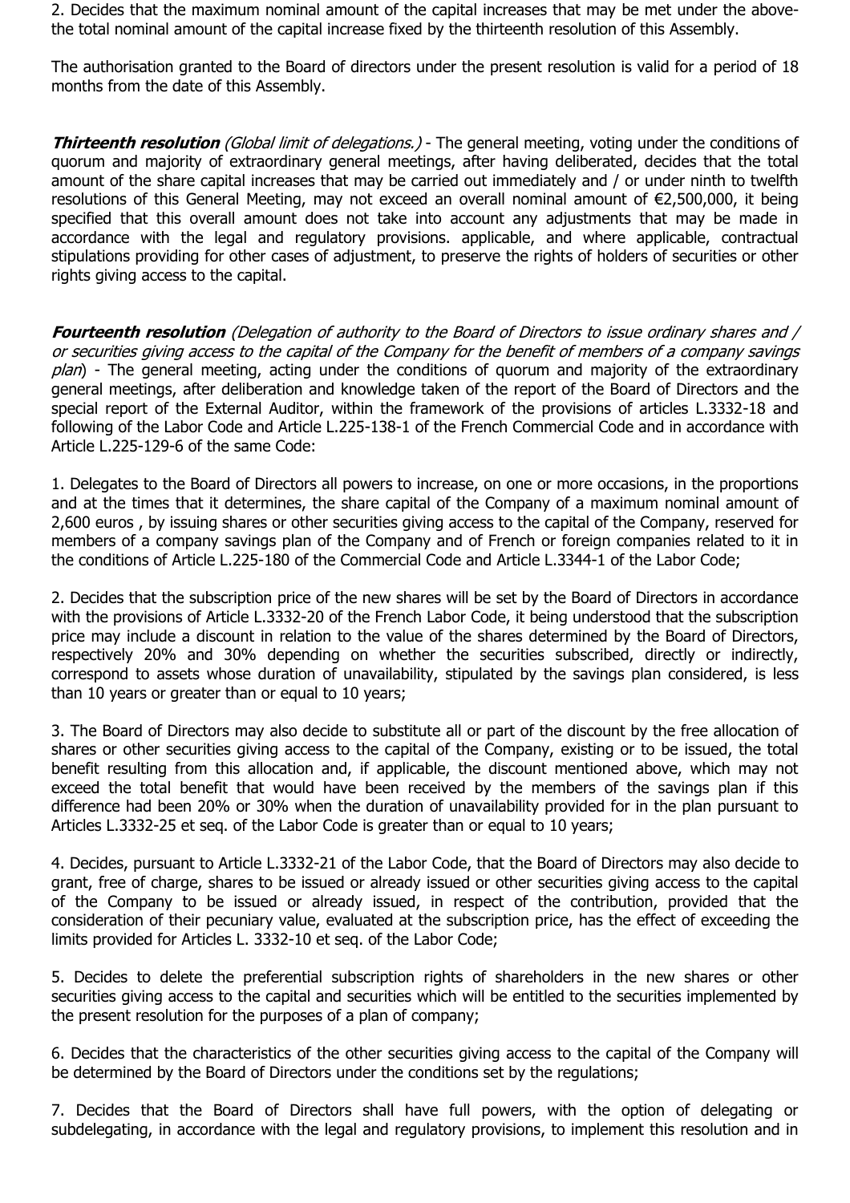2. Decides that the maximum nominal amount of the capital increases that may be met under the above-the total nominal amount of the capital increase fixed by the thirteenth resolution of this Assembly.

The authorisation granted to the Board of directors under the present resolution is valid for a period of 18 months from the date of this Assembly.

***Thirteenth resolution*** *(Global limit of delegations.)* - The general meeting, voting under the conditions of quorum and majority of extraordinary general meetings, after having deliberated, decides that the total amount of the share capital increases that may be carried out immediately and / or under ninth to twelfth resolutions of this General Meeting, may not exceed an overall nominal amount of €2,500,000, it being specified that this overall amount does not take into account any adjustments that may be made in accordance with the legal and regulatory provisions. applicable, and where applicable, contractual stipulations providing for other cases of adjustment, to preserve the rights of holders of securities or other rights giving access to the capital.

***Fourteenth resolution*** *(Delegation of authority to the Board of Directors to issue ordinary shares and / or securities giving access to the capital of the Company for the benefit of members of a company savings plan)* - The general meeting, acting under the conditions of quorum and majority of the extraordinary general meetings, after deliberation and knowledge taken of the report of the Board of Directors and the special report of the External Auditor, within the framework of the provisions of articles L.3332-18 and following of the Labor Code and Article L.225-138-1 of the French Commercial Code and in accordance with Article L.225-129-6 of the same Code:

1. Delegates to the Board of Directors all powers to increase, on one or more occasions, in the proportions and at the times that it determines, the share capital of the Company of a maximum nominal amount of 2,600 euros , by issuing shares or other securities giving access to the capital of the Company, reserved for members of a company savings plan of the Company and of French or foreign companies related to it in the conditions of Article L.225-180 of the Commercial Code and Article L.3344-1 of the Labor Code;

2. Decides that the subscription price of the new shares will be set by the Board of Directors in accordance with the provisions of Article L.3332-20 of the French Labor Code, it being understood that the subscription price may include a discount in relation to the value of the shares determined by the Board of Directors, respectively 20% and 30% depending on whether the securities subscribed, directly or indirectly, correspond to assets whose duration of unavailability, stipulated by the savings plan considered, is less than 10 years or greater than or equal to 10 years;

3. The Board of Directors may also decide to substitute all or part of the discount by the free allocation of shares or other securities giving access to the capital of the Company, existing or to be issued, the total benefit resulting from this allocation and, if applicable, the discount mentioned above, which may not exceed the total benefit that would have been received by the members of the savings plan if this difference had been 20% or 30% when the duration of unavailability provided for in the plan pursuant to Articles L.3332-25 et seq. of the Labor Code is greater than or equal to 10 years;

4. Decides, pursuant to Article L.3332-21 of the Labor Code, that the Board of Directors may also decide to grant, free of charge, shares to be issued or already issued or other securities giving access to the capital of the Company to be issued or already issued, in respect of the contribution, provided that the consideration of their pecuniary value, evaluated at the subscription price, has the effect of exceeding the limits provided for Articles L. 3332-10 et seq. of the Labor Code;

5. Decides to delete the preferential subscription rights of shareholders in the new shares or other securities giving access to the capital and securities which will be entitled to the securities implemented by the present resolution for the purposes of a plan of company;

6. Decides that the characteristics of the other securities giving access to the capital of the Company will be determined by the Board of Directors under the conditions set by the regulations;

7. Decides that the Board of Directors shall have full powers, with the option of delegating or subdelegating, in accordance with the legal and regulatory provisions, to implement this resolution and in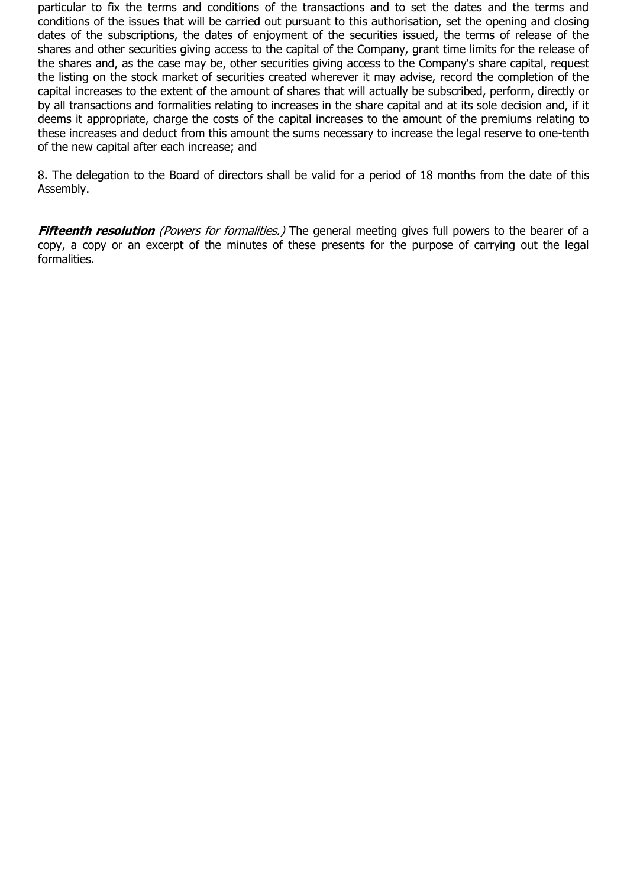particular to fix the terms and conditions of the transactions and to set the dates and the terms and conditions of the issues that will be carried out pursuant to this authorisation, set the opening and closing dates of the subscriptions, the dates of enjoyment of the securities issued, the terms of release of the shares and other securities giving access to the capital of the Company, grant time limits for the release of the shares and, as the case may be, other securities giving access to the Company's share capital, request the listing on the stock market of securities created wherever it may advise, record the completion of the capital increases to the extent of the amount of shares that will actually be subscribed, perform, directly or by all transactions and formalities relating to increases in the share capital and at its sole decision and, if it deems it appropriate, charge the costs of the capital increases to the amount of the premiums relating to these increases and deduct from this amount the sums necessary to increase the legal reserve to one-tenth of the new capital after each increase; and

8. The delegation to the Board of directors shall be valid for a period of 18 months from the date of this Assembly.

***Fifteenth resolution*** *(Powers for formalities.)* The general meeting gives full powers to the bearer of a copy, a copy or an excerpt of the minutes of these presents for the purpose of carrying out the legal formalities.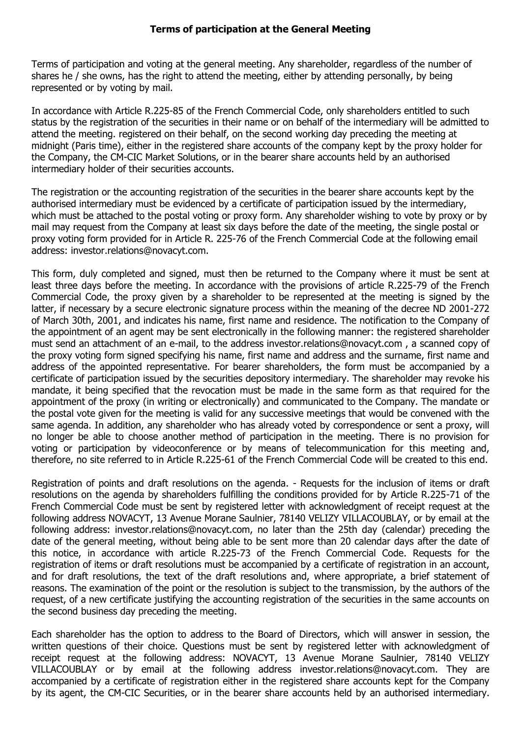## Terms of participation at the General Meeting

Terms of participation and voting at the general meeting. Any shareholder, regardless of the number of shares he / she owns, has the right to attend the meeting, either by attending personally, by being represented or by voting by mail.

In accordance with Article R.225-85 of the French Commercial Code, only shareholders entitled to such status by the registration of the securities in their name or on behalf of the intermediary will be admitted to attend the meeting. registered on their behalf, on the second working day preceding the meeting at midnight (Paris time), either in the registered share accounts of the company kept by the proxy holder for the Company, the CM-CIC Market Solutions, or in the bearer share accounts held by an authorised intermediary holder of their securities accounts.

The registration or the accounting registration of the securities in the bearer share accounts kept by the authorised intermediary must be evidenced by a certificate of participation issued by the intermediary, which must be attached to the postal voting or proxy form. Any shareholder wishing to vote by proxy or by mail may request from the Company at least six days before the date of the meeting, the single postal or proxy voting form provided for in Article R. 225-76 of the French Commercial Code at the following email address: investor.relations@novacyt.com.

This form, duly completed and signed, must then be returned to the Company where it must be sent at least three days before the meeting. In accordance with the provisions of article R.225-79 of the French Commercial Code, the proxy given by a shareholder to be represented at the meeting is signed by the latter, if necessary by a secure electronic signature process within the meaning of the decree ND 2001-272 of March 30th, 2001, and indicates his name, first name and residence. The notification to the Company of the appointment of an agent may be sent electronically in the following manner: the registered shareholder must send an attachment of an e-mail, to the address investor.relations@novacyt.com , a scanned copy of the proxy voting form signed specifying his name, first name and address and the surname, first name and address of the appointed representative. For bearer shareholders, the form must be accompanied by a certificate of participation issued by the securities depository intermediary. The shareholder may revoke his mandate, it being specified that the revocation must be made in the same form as that required for the appointment of the proxy (in writing or electronically) and communicated to the Company. The mandate or the postal vote given for the meeting is valid for any successive meetings that would be convened with the same agenda. In addition, any shareholder who has already voted by correspondence or sent a proxy, will no longer be able to choose another method of participation in the meeting. There is no provision for voting or participation by videoconference or by means of telecommunication for this meeting and, therefore, no site referred to in Article R.225-61 of the French Commercial Code will be created to this end.

Registration of points and draft resolutions on the agenda. - Requests for the inclusion of items or draft resolutions on the agenda by shareholders fulfilling the conditions provided for by Article R.225-71 of the French Commercial Code must be sent by registered letter with acknowledgment of receipt request at the following address NOVACYT, 13 Avenue Morane Saulnier, 78140 VELIZY VILLACOUBLAY, or by email at the following address: investor.relations@novacyt.com, no later than the 25th day (calendar) preceding the date of the general meeting, without being able to be sent more than 20 calendar days after the date of this notice, in accordance with article R.225-73 of the French Commercial Code. Requests for the registration of items or draft resolutions must be accompanied by a certificate of registration in an account, and for draft resolutions, the text of the draft resolutions and, where appropriate, a brief statement of reasons. The examination of the point or the resolution is subject to the transmission, by the authors of the request, of a new certificate justifying the accounting registration of the securities in the same accounts on the second business day preceding the meeting.

Each shareholder has the option to address to the Board of Directors, which will answer in session, the written questions of their choice. Questions must be sent by registered letter with acknowledgment of receipt request at the following address: NOVACYT, 13 Avenue Morane Saulnier, 78140 VELIZY VILLACOUBLAY or by email at the following address investor.relations@novacyt.com. They are accompanied by a certificate of registration either in the registered share accounts kept for the Company by its agent, the CM-CIC Securities, or in the bearer share accounts held by an authorised intermediary.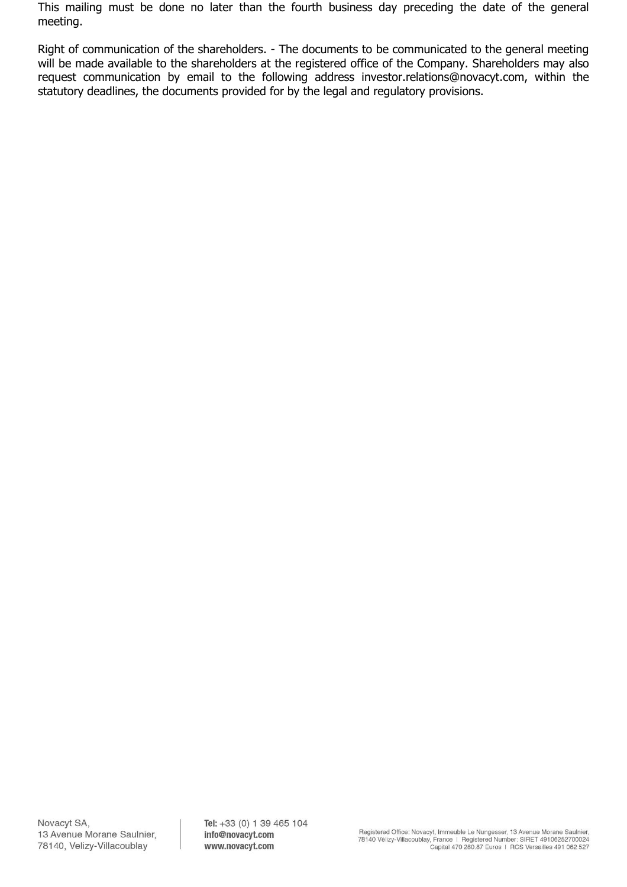This mailing must be done no later than the fourth business day preceding the date of the general meeting.

Right of communication of the shareholders. - The documents to be communicated to the general meeting will be made available to the shareholders at the registered office of the Company. Shareholders may also request communication by email to the following address investor.relations@novacyt.com, within the statutory deadlines, the documents provided for by the legal and regulatory provisions.